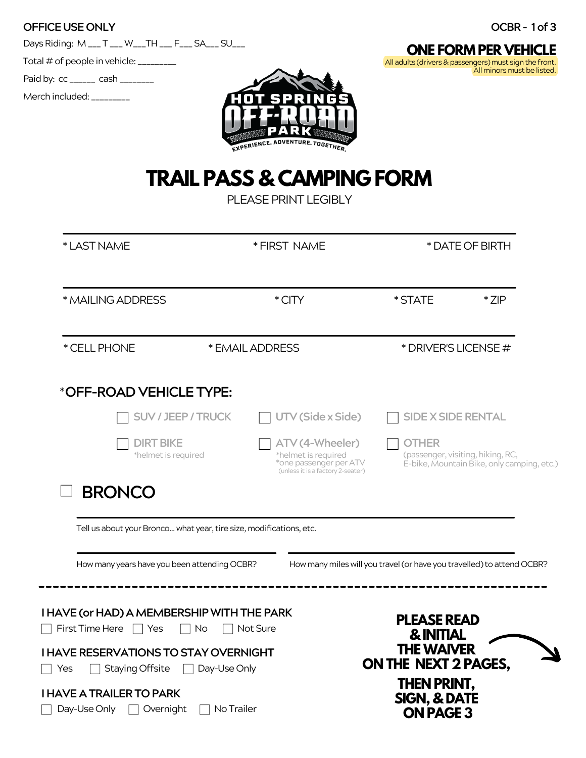OFFICE USE ONLY

Days Riding: M ___ T ___ W___TH ___ F___ SA___ SU___

Total # of people in vehicle: ________

Paid by: cc ______ cash ________

Merch included: ________

**ONE FORM PER VEHICLE**

All adults (drivers & passengers) must sign the front.
All minors must be listed.

HOT SPRINGS OFF-ROAD PARK

EXPERIENCE. ADVENTURE. TOGETHER.

# TRAIL PASS & CAMPING FORM

PLEASE PRINT LEGIBLY

* LAST NAME &emsp; * FIRST NAME &emsp; * DATE OF BIRTH

* MAILING ADDRESS &emsp; * CITY &emsp; * STATE &emsp; * ZIP

* CELL PHONE &emsp; * EMAIL ADDRESS &emsp; * DRIVER'S LICENSE #

## *OFF-ROAD VEHICLE TYPE:

- ☐ SUV / JEEP / TRUCK
- ☐ UTV (Side x Side)
- ☐ SIDE X SIDE RENTAL
- ☐ DIRT BIKE *helmet is required
- ☐ ATV (4-Wheeler) *helmet is required *one passenger per ATV (unless it is a factory 2-seater)
- ☐ OTHER (passenger, visiting, hiking, RC, E-bike, Mountain Bike, only camping, etc.)

## ☐ BRONCO

Tell us about your Bronco... what year, tire size, modifications, etc.

How many years have you been attending OCBR?

How many miles will you travel (or have you travelled) to attend OCBR?

---

**I HAVE (or HAD) A MEMBERSHIP WITH THE PARK**

☐ First Time Here ☐ Yes ☐ No ☐ Not Sure

**I HAVE RESERVATIONS TO STAY OVERNIGHT**

☐ Yes ☐ Staying Offsite ☐ Day-Use Only

**I HAVE A TRAILER TO PARK**

☐ Day-Use Only ☐ Overnight ☐ No Trailer

**PLEASE READ & INITIAL THE WAIVER ON THE NEXT 2 PAGES,**

**THEN PRINT, SIGN, & DATE ON PAGE 3**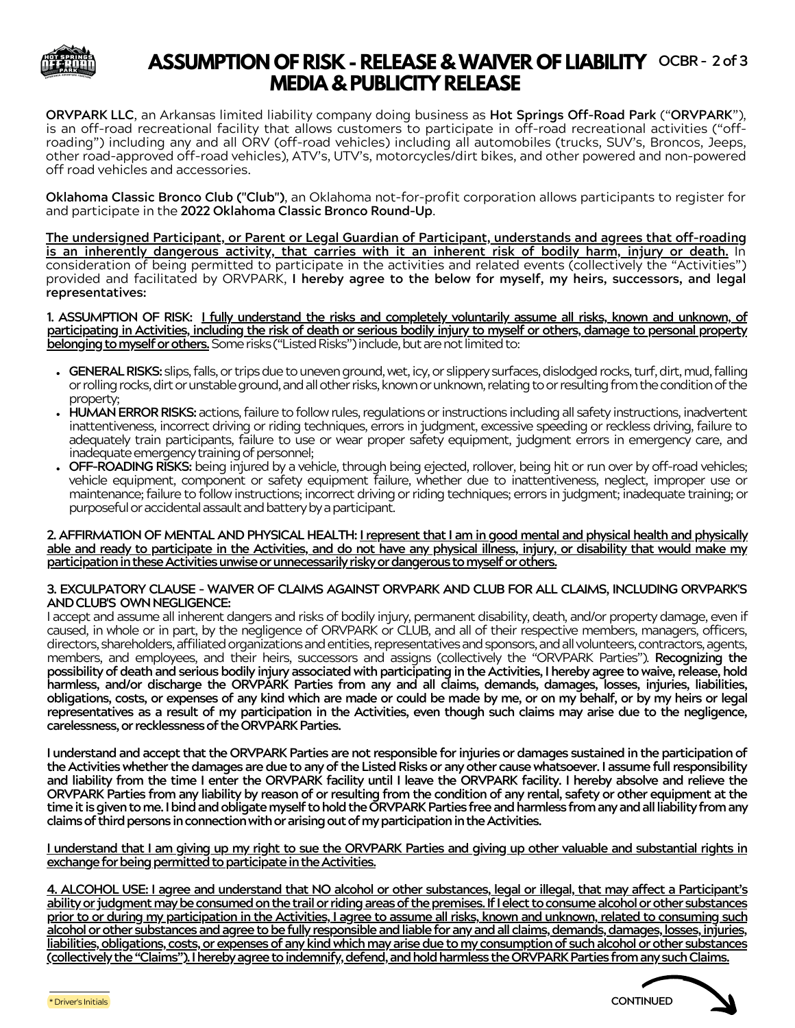# ASSUMPTION OF RISK - RELEASE & WAIVER OF LIABILITY
# MEDIA & PUBLICITY RELEASE

**ORVPARK LLC**, an Arkansas limited liability company doing business as **Hot Springs Off-Road Park** ("**ORVPARK**"), is an off-road recreational facility that allows customers to participate in off-road recreational activities ("off-roading") including any and all ORV (off-road vehicles) including all automobiles (trucks, SUV's, Broncos, Jeeps, other road-approved off-road vehicles), ATV's, UTV's, motorcycles/dirt bikes, and other powered and non-powered off road vehicles and accessories.

**Oklahoma Classic Bronco Club ("Club")**, an Oklahoma not-for-profit corporation allows participants to register for and participate in the **2022 Oklahoma Classic Bronco Round-Up**.

**The undersigned Participant, or Parent or Legal Guardian of Participant, understands and agrees that off-roading is an inherently dangerous activity, that carries with it an inherent risk of bodily harm, injury or death.** In consideration of being permitted to participate in the activities and related events (collectively the "Activities") provided and facilitated by ORVPARK, **I hereby agree to the below for myself, my heirs, successors, and legal representatives:**

**1. ASSUMPTION OF RISK:** **I fully understand the risks and completely voluntarily assume all risks, known and unknown, of participating in Activities, including the risk of death or serious bodily injury to myself or others, damage to personal property belonging to myself or others.** Some risks ("Listed Risks") include, but are not limited to:

- **GENERAL RISKS:** slips, falls, or trips due to uneven ground, wet, icy, or slippery surfaces, dislodged rocks, turf, dirt, mud, falling or rolling rocks, dirt or unstable ground, and all other risks, known or unknown, relating to or resulting from the condition of the property;
- **HUMAN ERROR RISKS:** actions, failure to follow rules, regulations or instructions including all safety instructions, inadvertent inattentiveness, incorrect driving or riding techniques, errors in judgment, excessive speeding or reckless driving, failure to adequately train participants, failure to use or wear proper safety equipment, judgment errors in emergency care, and inadequate emergency training of personnel;
- **OFF-ROADING RISKS:** being injured by a vehicle, through being ejected, rollover, being hit or run over by off-road vehicles; vehicle equipment, component or safety equipment failure, whether due to inattentiveness, neglect, improper use or maintenance; failure to follow instructions; incorrect driving or riding techniques; errors in judgment; inadequate training; or purposeful or accidental assault and battery by a participant.

**2. AFFIRMATION OF MENTAL AND PHYSICAL HEALTH:** **I represent that I am in good mental and physical health and physically able and ready to participate in the Activities, and do not have any physical illness, injury, or disability that would make my participation in these Activities unwise or unnecessarily risky or dangerous to myself or others.**

**3. EXCULPATORY CLAUSE - WAIVER OF CLAIMS AGAINST ORVPARK AND CLUB FOR ALL CLAIMS, INCLUDING ORVPARK'S AND CLUB'S OWN NEGLIGENCE:**

I accept and assume all inherent dangers and risks of bodily injury, permanent disability, death, and/or property damage, even if caused, in whole or in part, by the negligence of ORVPARK or CLUB, and all of their respective members, managers, officers, directors, shareholders, affiliated organizations and entities, representatives and sponsors, and all volunteers, contractors, agents, members, and employees, and their heirs, successors and assigns (collectively the "ORVPARK Parties"). **Recognizing the possibility of death and serious bodily injury associated with participating in the Activities, I hereby agree to waive, release, hold harmless, and/or discharge the ORVPARK Parties from any and all claims, demands, damages, losses, injuries, liabilities, obligations, costs, or expenses of any kind which are made or could be made by me, or on my behalf, or by my heirs or legal representatives as a result of my participation in the Activities, even though such claims may arise due to the negligence, carelessness, or recklessness of the ORVPARK Parties.**

**I understand and accept that the ORVPARK Parties are not responsible for injuries or damages sustained in the participation of the Activities whether the damages are due to any of the Listed Risks or any other cause whatsoever. I assume full responsibility and liability from the time I enter the ORVPARK facility until I leave the ORVPARK facility. I hereby absolve and relieve the ORVPARK Parties from any liability by reason of or resulting from the condition of any rental, safety or other equipment at the time it is given to me. I bind and obligate myself to hold the ORVPARK Parties free and harmless from any and all liability from any claims of third persons in connection with or arising out of my participation in the Activities.**

**I understand that I am giving up my right to sue the ORVPARK Parties and giving up other valuable and substantial rights in exchange for being permitted to participate in the Activities.**

**4. ALCOHOL USE: I agree and understand that NO alcohol or other substances, legal or illegal, that may affect a Participant's ability or judgment may be consumed on the trail or riding areas of the premises. If I elect to consume alcohol or other substances prior to or during my participation in the Activities, I agree to assume all risks, known and unknown, related to consuming such alcohol or other substances and agree to be fully responsible and liable for any and all claims, demands, damages, losses, injuries, liabilities, obligations, costs, or expenses of any kind which may arise due to my consumption of such alcohol or other substances (collectively the "Claims"). I hereby agree to indemnify, defend, and hold harmless the ORVPARK Parties from any such Claims.**

_______ * Driver's Initials

CONTINUED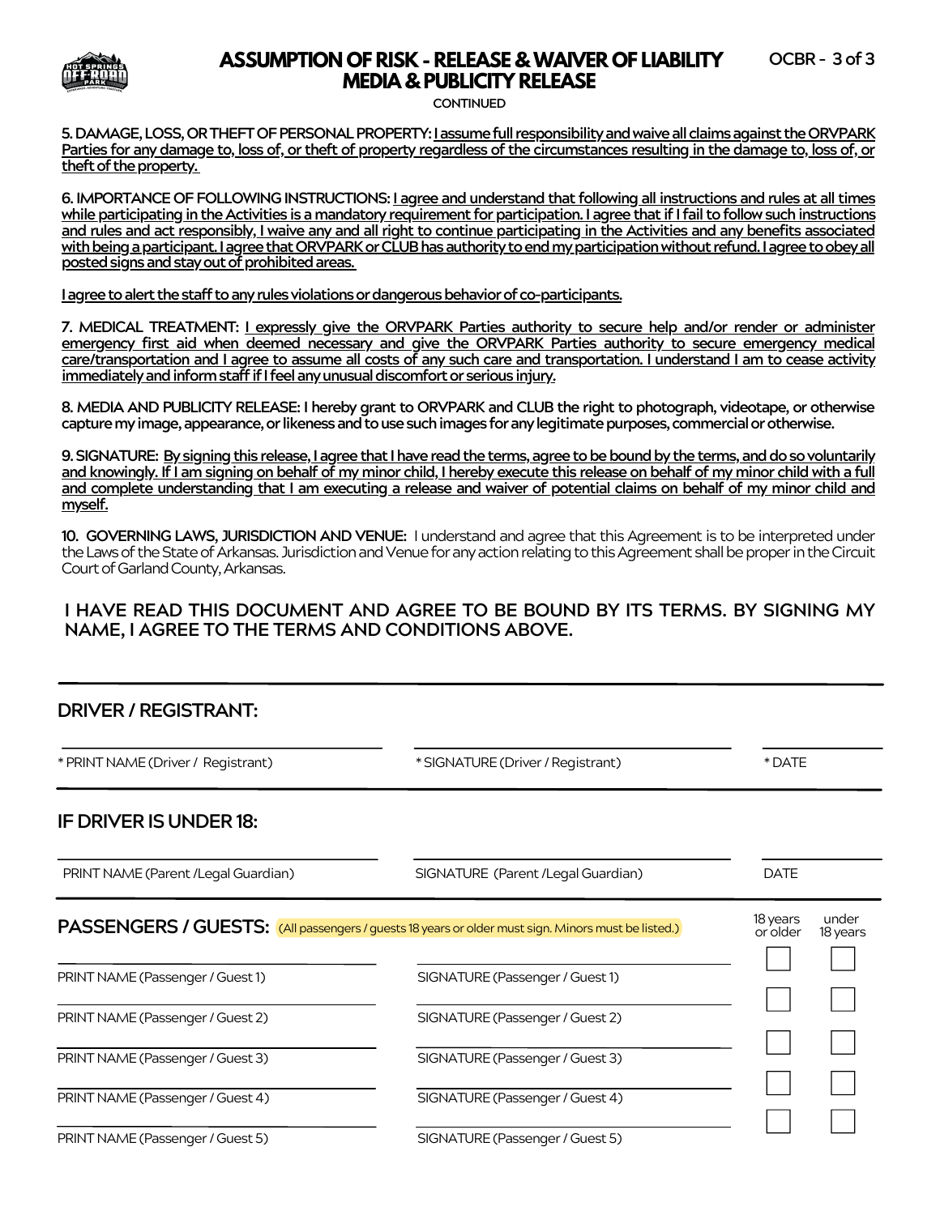# ASSUMPTION OF RISK - RELEASE & WAIVER OF LIABILITY MEDIA & PUBLICITY RELEASE

CONTINUED

**5. DAMAGE, LOSS, OR THEFT OF PERSONAL PROPERTY:** **I assume full responsibility and waive all claims against the ORVPARK Parties for any damage to, loss of, or theft of property regardless of the circumstances resulting in the damage to, loss of, or theft of the property.**

**6. IMPORTANCE OF FOLLOWING INSTRUCTIONS:** **I agree and understand that following all instructions and rules at all times while participating in the Activities is a mandatory requirement for participation. I agree that if I fail to follow such instructions and rules and act responsibly, I waive any and all right to continue participating in the Activities and any benefits associated with being a participant. I agree that ORVPARK or CLUB has authority to end my participation without refund. I agree to obey all posted signs and stay out of prohibited areas.**

**I agree to alert the staff to any rules violations or dangerous behavior of co-participants.**

**7. MEDICAL TREATMENT:** **I expressly give the ORVPARK Parties authority to secure help and/or render or administer emergency first aid when deemed necessary and give the ORVPARK Parties authority to secure emergency medical care/transportation and I agree to assume all costs of any such care and transportation. I understand I am to cease activity immediately and inform staff if I feel any unusual discomfort or serious injury.**

**8. MEDIA AND PUBLICITY RELEASE: I hereby grant to ORVPARK and CLUB the right to photograph, videotape, or otherwise capture my image, appearance, or likeness and to use such images for any legitimate purposes, commercial or otherwise.**

**9. SIGNATURE:** **By signing this release, I agree that I have read the terms, agree to be bound by the terms, and do so voluntarily and knowingly. If I am signing on behalf of my minor child, I hereby execute this release on behalf of my minor child with a full and complete understanding that I am executing a release and waiver of potential claims on behalf of my minor child and myself.**

**10. GOVERNING LAWS, JURISDICTION AND VENUE:** I understand and agree that this Agreement is to be interpreted under the Laws of the State of Arkansas. Jurisdiction and Venue for any action relating to this Agreement shall be proper in the Circuit Court of Garland County, Arkansas.

I HAVE READ THIS DOCUMENT AND AGREE TO BE BOUND BY ITS TERMS. BY SIGNING MY NAME, I AGREE TO THE TERMS AND CONDITIONS ABOVE.

## DRIVER / REGISTRANT:

| | | |
|---|---|---|
| * PRINT NAME (Driver / Registrant) | * SIGNATURE (Driver / Registrant) | * DATE |

## IF DRIVER IS UNDER 18:

| | | |
|---|---|---|
| PRINT NAME (Parent /Legal Guardian) | SIGNATURE (Parent /Legal Guardian) | DATE |

## PASSENGERS / GUESTS: (All passengers / guests 18 years or older must sign. Minors must be listed.)

| | | 18 years or older | under 18 years |
|---|---|---|---|
| PRINT NAME (Passenger / Guest 1) | SIGNATURE (Passenger / Guest 1) | ☐ | ☐ |
| PRINT NAME (Passenger / Guest 2) | SIGNATURE (Passenger / Guest 2) | ☐ | ☐ |
| PRINT NAME (Passenger / Guest 3) | SIGNATURE (Passenger / Guest 3) | ☐ | ☐ |
| PRINT NAME (Passenger / Guest 4) | SIGNATURE (Passenger / Guest 4) | ☐ | ☐ |
| PRINT NAME (Passenger / Guest 5) | SIGNATURE (Passenger / Guest 5) | ☐ | ☐ |